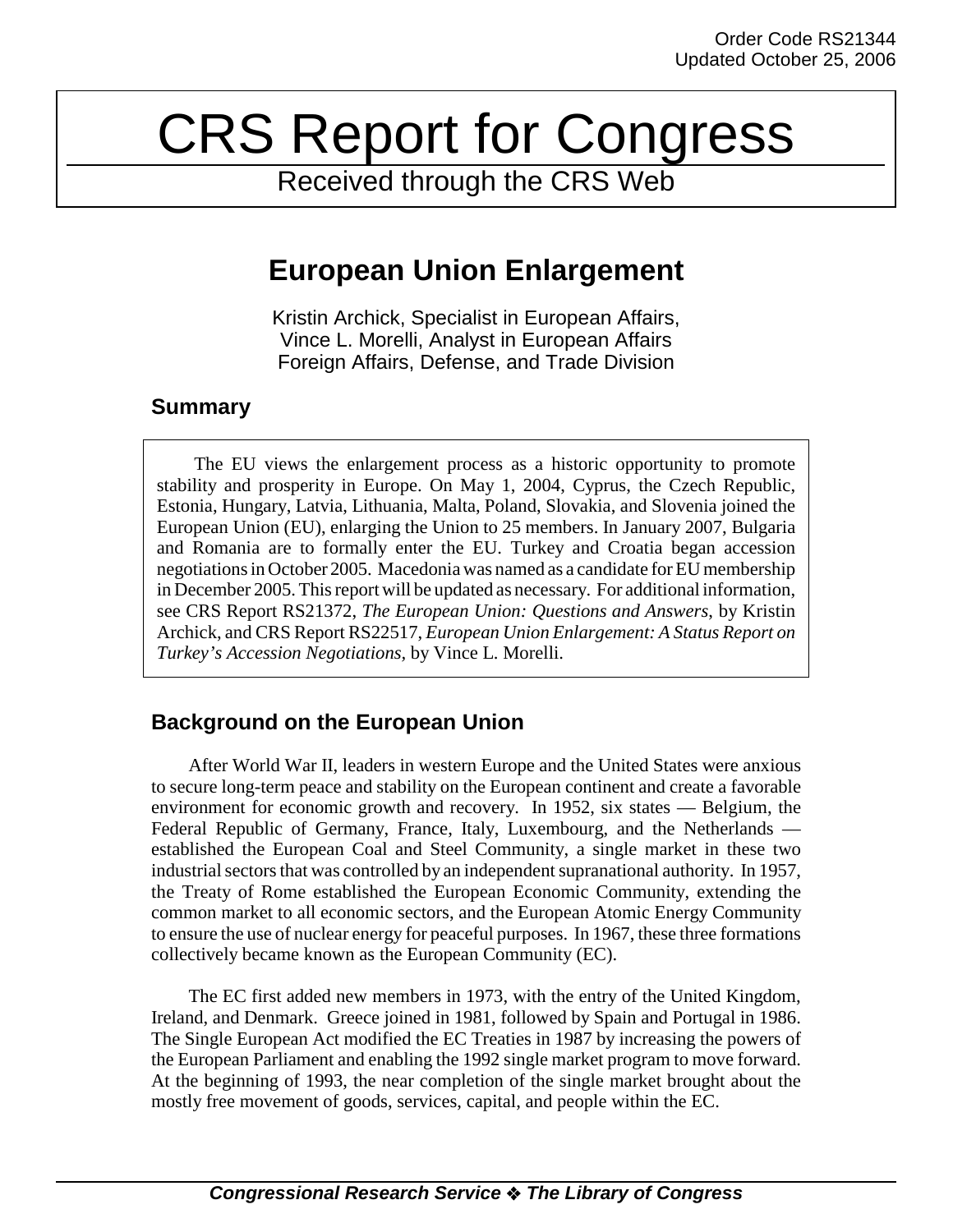Order Code RS21344
Updated October 25, 2006

# CRS Report for Congress

Received through the CRS Web

## European Union Enlargement

Kristin Archick, Specialist in European Affairs,
Vince L. Morelli, Analyst in European Affairs
Foreign Affairs, Defense, and Trade Division

### Summary

The EU views the enlargement process as a historic opportunity to promote stability and prosperity in Europe. On May 1, 2004, Cyprus, the Czech Republic, Estonia, Hungary, Latvia, Lithuania, Malta, Poland, Slovakia, and Slovenia joined the European Union (EU), enlarging the Union to 25 members. In January 2007, Bulgaria and Romania are to formally enter the EU. Turkey and Croatia began accession negotiations in October 2005. Macedonia was named as a candidate for EU membership in December 2005. This report will be updated as necessary. For additional information, see CRS Report RS21372, *The European Union: Questions and Answers*, by Kristin Archick, and CRS Report RS22517, *European Union Enlargement: A Status Report on Turkey's Accession Negotiations*, by Vince L. Morelli.

### Background on the European Union

After World War II, leaders in western Europe and the United States were anxious to secure long-term peace and stability on the European continent and create a favorable environment for economic growth and recovery. In 1952, six states — Belgium, the Federal Republic of Germany, France, Italy, Luxembourg, and the Netherlands — established the European Coal and Steel Community, a single market in these two industrial sectors that was controlled by an independent supranational authority. In 1957, the Treaty of Rome established the European Economic Community, extending the common market to all economic sectors, and the European Atomic Energy Community to ensure the use of nuclear energy for peaceful purposes. In 1967, these three formations collectively became known as the European Community (EC).

The EC first added new members in 1973, with the entry of the United Kingdom, Ireland, and Denmark. Greece joined in 1981, followed by Spain and Portugal in 1986. The Single European Act modified the EC Treaties in 1987 by increasing the powers of the European Parliament and enabling the 1992 single market program to move forward. At the beginning of 1993, the near completion of the single market brought about the mostly free movement of goods, services, capital, and people within the EC.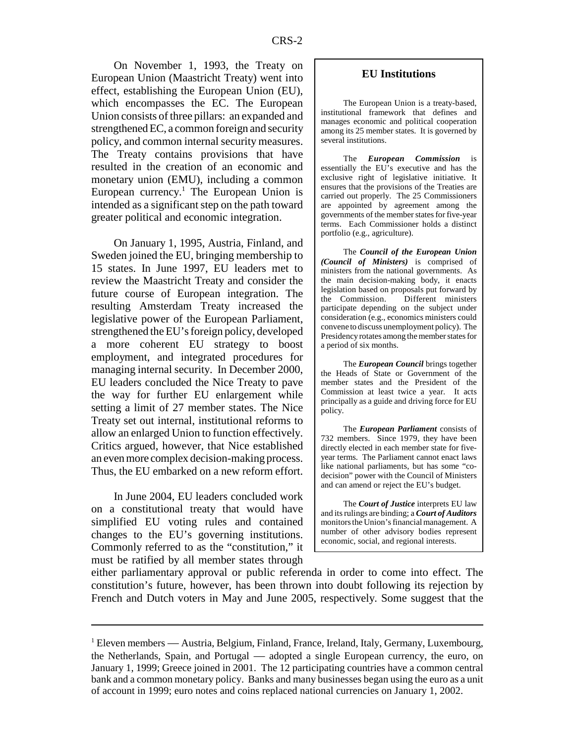On November 1, 1993, the Treaty on European Union (Maastricht Treaty) went into effect, establishing the European Union (EU), which encompasses the EC. The European Union consists of three pillars: an expanded and strengthened EC, a common foreign and security policy, and common internal security measures. The Treaty contains provisions that have resulted in the creation of an economic and monetary union (EMU), including a common European currency.[1] The European Union is intended as a significant step on the path toward greater political and economic integration.

On January 1, 1995, Austria, Finland, and Sweden joined the EU, bringing membership to 15 states. In June 1997, EU leaders met to review the Maastricht Treaty and consider the future course of European integration. The resulting Amsterdam Treaty increased the legislative power of the European Parliament, strengthened the EU's foreign policy, developed a more coherent EU strategy to boost employment, and integrated procedures for managing internal security. In December 2000, EU leaders concluded the Nice Treaty to pave the way for further EU enlargement while setting a limit of 27 member states. The Nice Treaty set out internal, institutional reforms to allow an enlarged Union to function effectively. Critics argued, however, that Nice established an even more complex decision-making process. Thus, the EU embarked on a new reform effort.

In June 2004, EU leaders concluded work on a constitutional treaty that would have simplified EU voting rules and contained changes to the EU's governing institutions. Commonly referred to as the "constitution," it must be ratified by all member states through either parliamentary approval or public referenda in order to come into effect. The constitution's future, however, has been thrown into doubt following its rejection by French and Dutch voters in May and June 2005, respectively. Some suggest that the

### EU Institutions

The European Union is a treaty-based, institutional framework that defines and manages economic and political cooperation among its 25 member states. It is governed by several institutions.

The ***European Commission*** is essentially the EU's executive and has the exclusive right of legislative initiative. It ensures that the provisions of the Treaties are carried out properly. The 25 Commissioners are appointed by agreement among the governments of the member states for five-year terms. Each Commissioner holds a distinct portfolio (e.g., agriculture).

The ***Council of the European Union (Council of Ministers)*** is comprised of ministers from the national governments. As the main decision-making body, it enacts legislation based on proposals put forward by the Commission. Different ministers participate depending on the subject under consideration (e.g., economics ministers could convene to discuss unemployment policy). The Presidency rotates among the member states for a period of six months.

The ***European Council*** brings together the Heads of State or Government of the member states and the President of the Commission at least twice a year. It acts principally as a guide and driving force for EU policy.

The ***European Parliament*** consists of 732 members. Since 1979, they have been directly elected in each member state for five-year terms. The Parliament cannot enact laws like national parliaments, but has some "co-decision" power with the Council of Ministers and can amend or reject the EU's budget.

The ***Court of Justice*** interprets EU law and its rulings are binding; a ***Court of Auditors*** monitors the Union's financial management. A number of other advisory bodies represent economic, social, and regional interests.

---

[1] Eleven members — Austria, Belgium, Finland, France, Ireland, Italy, Germany, Luxembourg, the Netherlands, Spain, and Portugal — adopted a single European currency, the euro, on January 1, 1999; Greece joined in 2001. The 12 participating countries have a common central bank and a common monetary policy. Banks and many businesses began using the euro as a unit of account in 1999; euro notes and coins replaced national currencies on January 1, 2002.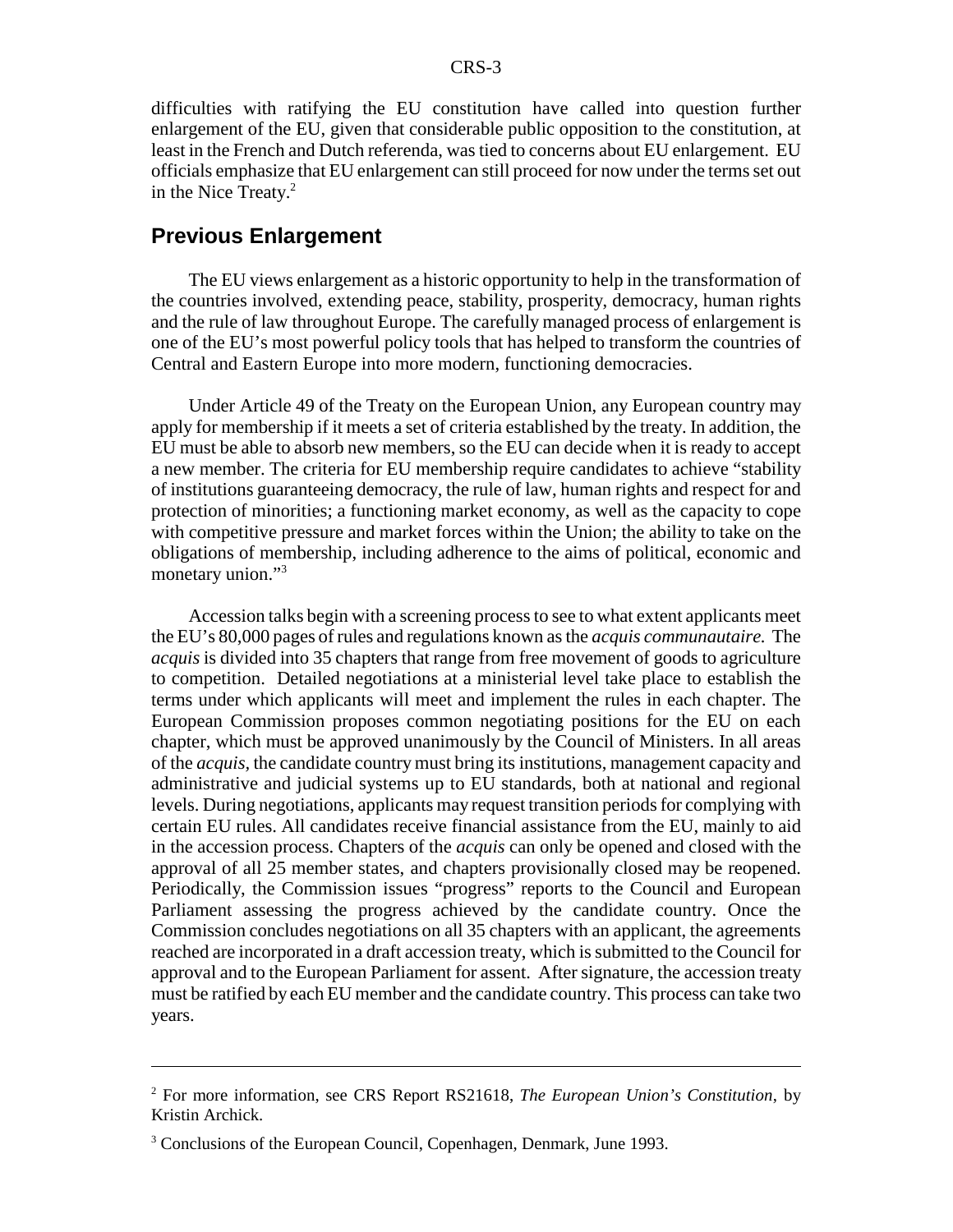difficulties with ratifying the EU constitution have called into question further enlargement of the EU, given that considerable public opposition to the constitution, at least in the French and Dutch referenda, was tied to concerns about EU enlargement. EU officials emphasize that EU enlargement can still proceed for now under the terms set out in the Nice Treaty.[2]

## Previous Enlargement

The EU views enlargement as a historic opportunity to help in the transformation of the countries involved, extending peace, stability, prosperity, democracy, human rights and the rule of law throughout Europe. The carefully managed process of enlargement is one of the EU's most powerful policy tools that has helped to transform the countries of Central and Eastern Europe into more modern, functioning democracies.

Under Article 49 of the Treaty on the European Union, any European country may apply for membership if it meets a set of criteria established by the treaty. In addition, the EU must be able to absorb new members, so the EU can decide when it is ready to accept a new member. The criteria for EU membership require candidates to achieve "stability of institutions guaranteeing democracy, the rule of law, human rights and respect for and protection of minorities; a functioning market economy, as well as the capacity to cope with competitive pressure and market forces within the Union; the ability to take on the obligations of membership, including adherence to the aims of political, economic and monetary union."[3]

Accession talks begin with a screening process to see to what extent applicants meet the EU's 80,000 pages of rules and regulations known as the *acquis communautaire.* The *acquis* is divided into 35 chapters that range from free movement of goods to agriculture to competition. Detailed negotiations at a ministerial level take place to establish the terms under which applicants will meet and implement the rules in each chapter. The European Commission proposes common negotiating positions for the EU on each chapter, which must be approved unanimously by the Council of Ministers. In all areas of the *acquis*, the candidate country must bring its institutions, management capacity and administrative and judicial systems up to EU standards, both at national and regional levels. During negotiations, applicants may request transition periods for complying with certain EU rules. All candidates receive financial assistance from the EU, mainly to aid in the accession process. Chapters of the *acquis* can only be opened and closed with the approval of all 25 member states, and chapters provisionally closed may be reopened. Periodically, the Commission issues "progress" reports to the Council and European Parliament assessing the progress achieved by the candidate country. Once the Commission concludes negotiations on all 35 chapters with an applicant, the agreements reached are incorporated in a draft accession treaty, which is submitted to the Council for approval and to the European Parliament for assent. After signature, the accession treaty must be ratified by each EU member and the candidate country. This process can take two years.

---

[2] For more information, see CRS Report RS21618, *The European Union's Constitution*, by Kristin Archick.

[3] Conclusions of the European Council, Copenhagen, Denmark, June 1993.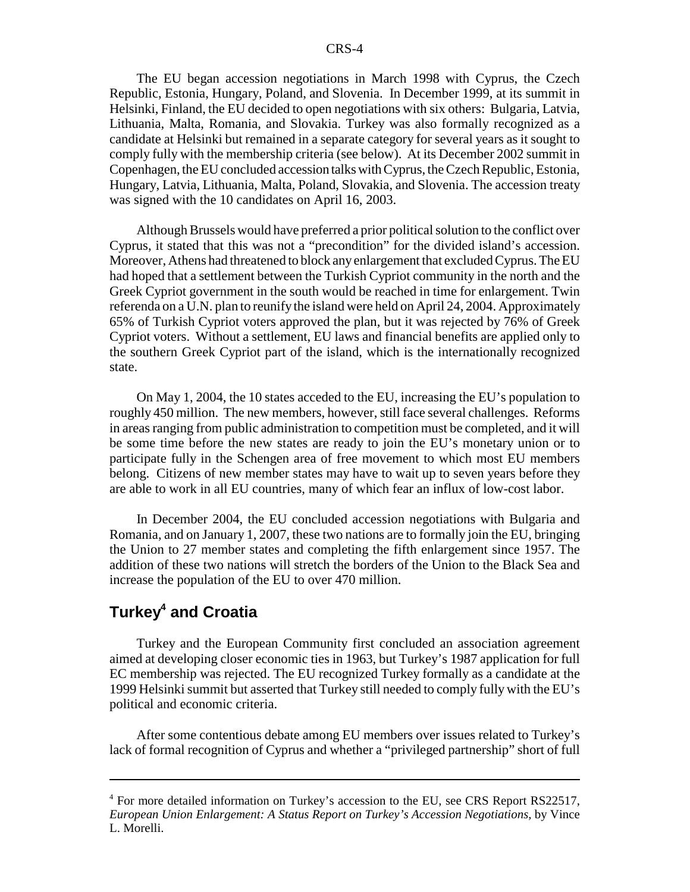The EU began accession negotiations in March 1998 with Cyprus, the Czech Republic, Estonia, Hungary, Poland, and Slovenia. In December 1999, at its summit in Helsinki, Finland, the EU decided to open negotiations with six others: Bulgaria, Latvia, Lithuania, Malta, Romania, and Slovakia. Turkey was also formally recognized as a candidate at Helsinki but remained in a separate category for several years as it sought to comply fully with the membership criteria (see below). At its December 2002 summit in Copenhagen, the EU concluded accession talks with Cyprus, the Czech Republic, Estonia, Hungary, Latvia, Lithuania, Malta, Poland, Slovakia, and Slovenia. The accession treaty was signed with the 10 candidates on April 16, 2003.

Although Brussels would have preferred a prior political solution to the conflict over Cyprus, it stated that this was not a "precondition" for the divided island's accession. Moreover, Athens had threatened to block any enlargement that excluded Cyprus. The EU had hoped that a settlement between the Turkish Cypriot community in the north and the Greek Cypriot government in the south would be reached in time for enlargement. Twin referenda on a U.N. plan to reunify the island were held on April 24, 2004. Approximately 65% of Turkish Cypriot voters approved the plan, but it was rejected by 76% of Greek Cypriot voters. Without a settlement, EU laws and financial benefits are applied only to the southern Greek Cypriot part of the island, which is the internationally recognized state.

On May 1, 2004, the 10 states acceded to the EU, increasing the EU's population to roughly 450 million. The new members, however, still face several challenges. Reforms in areas ranging from public administration to competition must be completed, and it will be some time before the new states are ready to join the EU's monetary union or to participate fully in the Schengen area of free movement to which most EU members belong. Citizens of new member states may have to wait up to seven years before they are able to work in all EU countries, many of which fear an influx of low-cost labor.

In December 2004, the EU concluded accession negotiations with Bulgaria and Romania, and on January 1, 2007, these two nations are to formally join the EU, bringing the Union to 27 member states and completing the fifth enlargement since 1957. The addition of these two nations will stretch the borders of the Union to the Black Sea and increase the population of the EU to over 470 million.

## Turkey[4] and Croatia

Turkey and the European Community first concluded an association agreement aimed at developing closer economic ties in 1963, but Turkey's 1987 application for full EC membership was rejected. The EU recognized Turkey formally as a candidate at the 1999 Helsinki summit but asserted that Turkey still needed to comply fully with the EU's political and economic criteria.

After some contentious debate among EU members over issues related to Turkey's lack of formal recognition of Cyprus and whether a "privileged partnership" short of full

[4] For more detailed information on Turkey's accession to the EU, see CRS Report RS22517, *European Union Enlargement: A Status Report on Turkey's Accession Negotiations,* by Vince L. Morelli.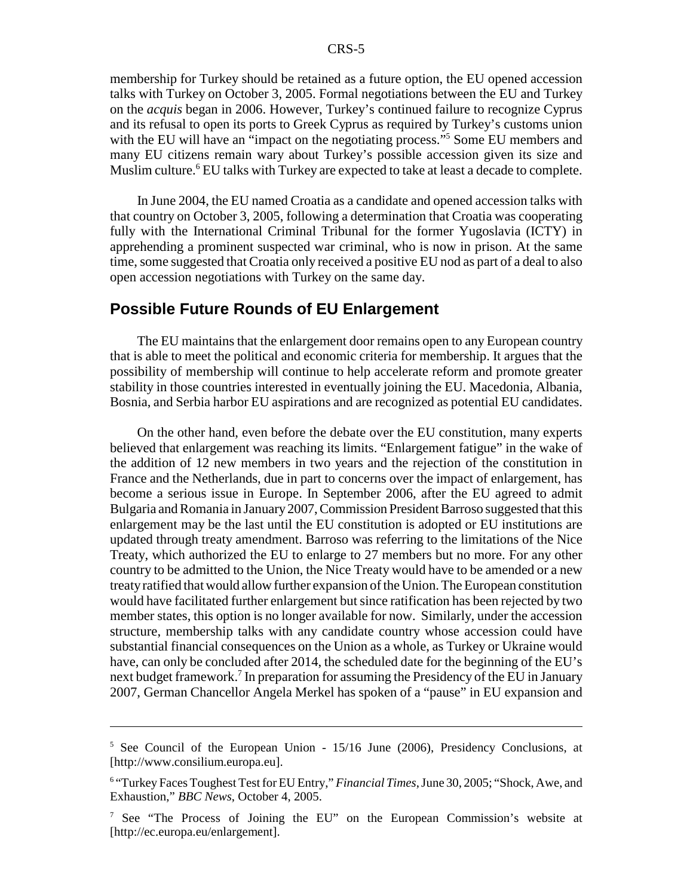membership for Turkey should be retained as a future option, the EU opened accession talks with Turkey on October 3, 2005. Formal negotiations between the EU and Turkey on the *acquis* began in 2006. However, Turkey's continued failure to recognize Cyprus and its refusal to open its ports to Greek Cyprus as required by Turkey's customs union with the EU will have an "impact on the negotiating process."[5] Some EU members and many EU citizens remain wary about Turkey's possible accession given its size and Muslim culture.[6] EU talks with Turkey are expected to take at least a decade to complete.

In June 2004, the EU named Croatia as a candidate and opened accession talks with that country on October 3, 2005, following a determination that Croatia was cooperating fully with the International Criminal Tribunal for the former Yugoslavia (ICTY) in apprehending a prominent suspected war criminal, who is now in prison. At the same time, some suggested that Croatia only received a positive EU nod as part of a deal to also open accession negotiations with Turkey on the same day.

## Possible Future Rounds of EU Enlargement

The EU maintains that the enlargement door remains open to any European country that is able to meet the political and economic criteria for membership. It argues that the possibility of membership will continue to help accelerate reform and promote greater stability in those countries interested in eventually joining the EU. Macedonia, Albania, Bosnia, and Serbia harbor EU aspirations and are recognized as potential EU candidates.

On the other hand, even before the debate over the EU constitution, many experts believed that enlargement was reaching its limits. "Enlargement fatigue" in the wake of the addition of 12 new members in two years and the rejection of the constitution in France and the Netherlands, due in part to concerns over the impact of enlargement, has become a serious issue in Europe. In September 2006, after the EU agreed to admit Bulgaria and Romania in January 2007, Commission President Barroso suggested that this enlargement may be the last until the EU constitution is adopted or EU institutions are updated through treaty amendment. Barroso was referring to the limitations of the Nice Treaty, which authorized the EU to enlarge to 27 members but no more. For any other country to be admitted to the Union, the Nice Treaty would have to be amended or a new treaty ratified that would allow further expansion of the Union. The European constitution would have facilitated further enlargement but since ratification has been rejected by two member states, this option is no longer available for now. Similarly, under the accession structure, membership talks with any candidate country whose accession could have substantial financial consequences on the Union as a whole, as Turkey or Ukraine would have, can only be concluded after 2014, the scheduled date for the beginning of the EU's next budget framework.[7] In preparation for assuming the Presidency of the EU in January 2007, German Chancellor Angela Merkel has spoken of a "pause" in EU expansion and

---

[5] See Council of the European Union - 15/16 June (2006), Presidency Conclusions, at [http://www.consilium.europa.eu].

[6] "Turkey Faces Toughest Test for EU Entry," *Financial Times*, June 30, 2005; "Shock, Awe, and Exhaustion," *BBC News*, October 4, 2005.

[7] See "The Process of Joining the EU" on the European Commission's website at [http://ec.europa.eu/enlargement].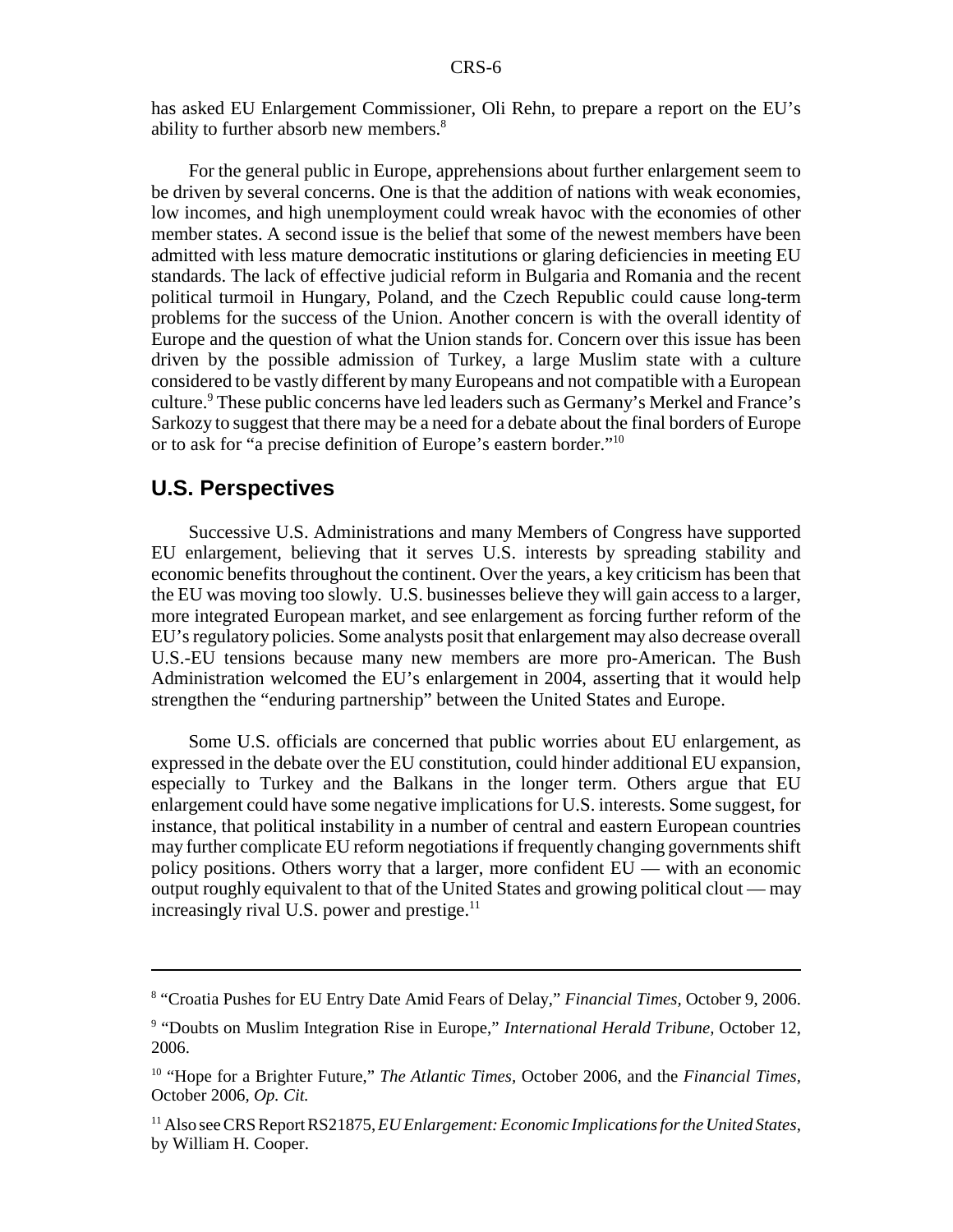has asked EU Enlargement Commissioner, Oli Rehn, to prepare a report on the EU's ability to further absorb new members.[8]

For the general public in Europe, apprehensions about further enlargement seem to be driven by several concerns. One is that the addition of nations with weak economies, low incomes, and high unemployment could wreak havoc with the economies of other member states. A second issue is the belief that some of the newest members have been admitted with less mature democratic institutions or glaring deficiencies in meeting EU standards. The lack of effective judicial reform in Bulgaria and Romania and the recent political turmoil in Hungary, Poland, and the Czech Republic could cause long-term problems for the success of the Union. Another concern is with the overall identity of Europe and the question of what the Union stands for. Concern over this issue has been driven by the possible admission of Turkey, a large Muslim state with a culture considered to be vastly different by many Europeans and not compatible with a European culture.[9] These public concerns have led leaders such as Germany's Merkel and France's Sarkozy to suggest that there may be a need for a debate about the final borders of Europe or to ask for "a precise definition of Europe's eastern border."[10]

## U.S. Perspectives

Successive U.S. Administrations and many Members of Congress have supported EU enlargement, believing that it serves U.S. interests by spreading stability and economic benefits throughout the continent. Over the years, a key criticism has been that the EU was moving too slowly. U.S. businesses believe they will gain access to a larger, more integrated European market, and see enlargement as forcing further reform of the EU's regulatory policies. Some analysts posit that enlargement may also decrease overall U.S.-EU tensions because many new members are more pro-American. The Bush Administration welcomed the EU's enlargement in 2004, asserting that it would help strengthen the "enduring partnership" between the United States and Europe.

Some U.S. officials are concerned that public worries about EU enlargement, as expressed in the debate over the EU constitution, could hinder additional EU expansion, especially to Turkey and the Balkans in the longer term. Others argue that EU enlargement could have some negative implications for U.S. interests. Some suggest, for instance, that political instability in a number of central and eastern European countries may further complicate EU reform negotiations if frequently changing governments shift policy positions. Others worry that a larger, more confident EU — with an economic output roughly equivalent to that of the United States and growing political clout — may increasingly rival U.S. power and prestige.[11]

---

[8] "Croatia Pushes for EU Entry Date Amid Fears of Delay," *Financial Times*, October 9, 2006.

[9] "Doubts on Muslim Integration Rise in Europe," *International Herald Tribune*, October 12, 2006.

[10] "Hope for a Brighter Future," *The Atlantic Times*, October 2006, and the *Financial Times*, October 2006, *Op. Cit.*

[11] Also see CRS Report RS21875, *EU Enlargement: Economic Implications for the United States*, by William H. Cooper.